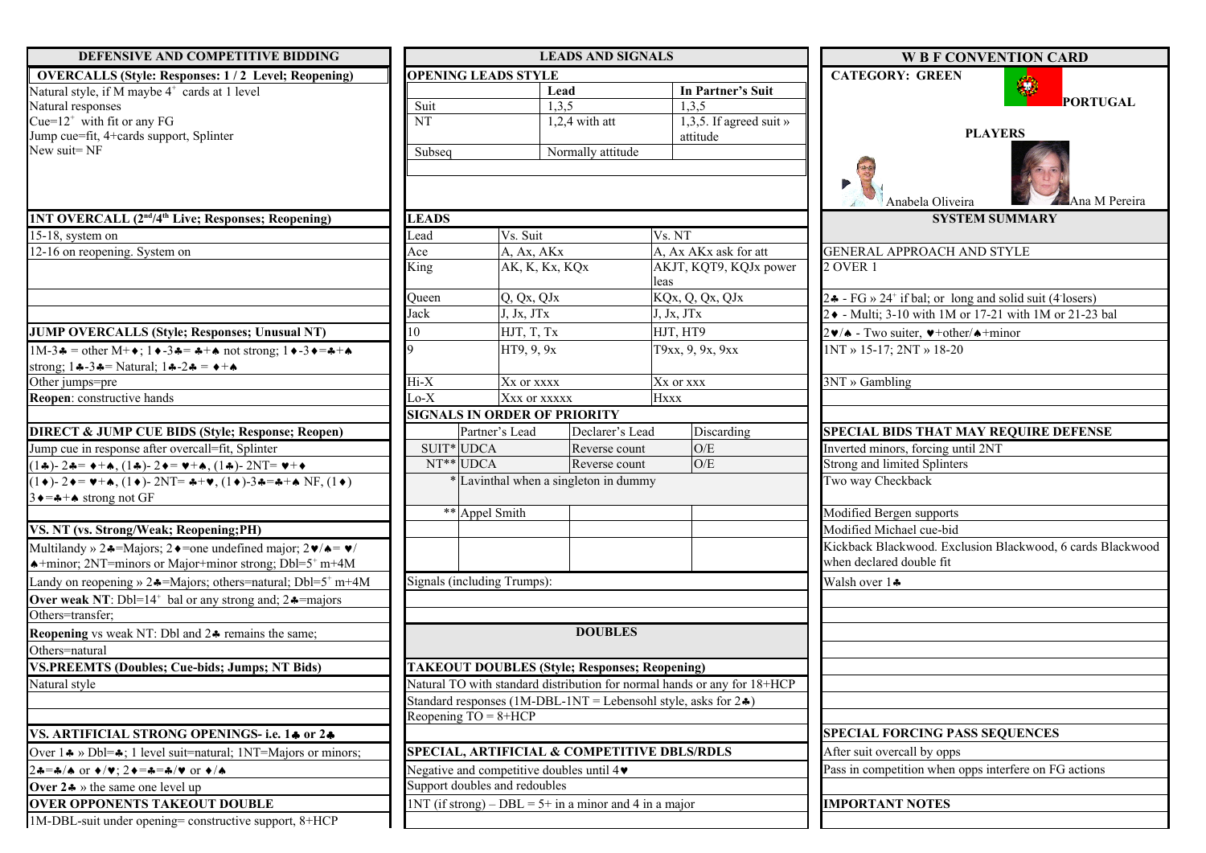## DEFENSIVE AND COMPETITIVE BIDDING

**OVERCALLS (Style: Responses: 1 / 2 Level; Reopening)**

Natural style, if M maybe 4+ cards at 1 level
Natural responses
Cue=12+ with fit or any FG
Jump cue=fit, 4+cards support, Splinter
New suit= NF

**1NT OVERCALL (2nd/4th Live; Responses; Reopening)**

15-18, system on

12-16 on reopening. System on

**JUMP OVERCALLS (Style; Responses; Unusual NT)**

1M-3♣ = other M+♦; 1♦-3♣= ♣+♠ not strong; 1♦-3♦=♣+♠ strong; 1♣-3♣= Natural; 1♣-2♣ = ♦+♠

Other jumps=pre

**Reopen**: constructive hands

**DIRECT & JUMP CUE BIDS (Style; Response; Reopen)**

Jump cue in response after overcall=fit, Splinter

(1♣)- 2♣= ♦+♠, (1♣)- 2♦= ♥+♠, (1♣)- 2NT= ♥+♦

(1♦)- 2♦= ♥+♠, (1♦)- 2NT= ♣+♥, (1♦)-3♣=♣+♠ NF, (1♦) 3♦=♣+♠ strong not GF

**VS. NT (vs. Strong/Weak; Reopening;PH)**

Multilandy » 2♣=Majors; 2♦=one undefined major; 2♥/♠= ♥/♠+minor; 2NT=minors or Major+minor strong; Dbl=5+ m+4M

Landy on reopening » 2♣=Majors; others=natural; Dbl=5+ m+4M

**Over weak NT**: Dbl=14+ bal or any strong and; 2♣=majors

Others=transfer;

**Reopening** vs weak NT: Dbl and 2♣ remains the same;

Others=natural

**VS.PREEMTS (Doubles; Cue-bids; Jumps; NT Bids)**

Natural style

**VS. ARTIFICIAL STRONG OPENINGS- i.e. 1♣ or 2♣**

Over 1♣ » Dbl=♣; 1 level suit=natural; 1NT=Majors or minors;

2♣=♣/♠ or ♦/♥; 2♦=♣=♣/♥ or ♦/♠

**Over 2♣** » the same one level up

**OVER OPPONENTS TAKEOUT DOUBLE**

1M-DBL-suit under opening= constructive support, 8+HCP

## LEADS AND SIGNALS

**OPENING LEADS STYLE**

| | Lead | In Partner's Suit |
|---|---|---|
| Suit | 1,3,5 | 1,3,5 |
| NT | 1,2,4 with att | 1,3,5. If agreed suit » attitude |
| Subseq | Normally attitude | |

**LEADS**

| Lead | Vs. Suit | Vs. NT |
|---|---|---|
| Ace | A, Ax, AKx | A, Ax AKx ask for att |
| King | AK, K, Kx, KQx | AKJT, KQT9, KQJx power leas |
| Queen | Q, Qx, QJx | KQx, Q, Qx, QJx |
| Jack | J, Jx, JTx | J, Jx, JTx |
| 10 | HJT, T, Tx | HJT, HT9 |
| 9 | HT9, 9, 9x | T9xx, 9, 9x, 9xx |
| Hi-X | Xx or xxxx | Xx or xxx |
| Lo-X | Xxx or xxxxx | Hxxx |

**SIGNALS IN ORDER OF PRIORITY**

| | Partner's Lead | Declarer's Lead | Discarding |
|---|---|---|---|
| SUIT* | UDCA | Reverse count | O/E |
| NT** | UDCA | Reverse count | O/E |
| * | Lavinthal when a singleton in dummy | | |
| ** | Appel Smith | | |

Signals (including Trumps):

**DOUBLES**

**TAKEOUT DOUBLES (Style; Responses; Reopening)**

Natural TO with standard distribution for normal hands or any for 18+HCP

Standard responses (1M-DBL-1NT = Lebensohl style, asks for 2♣)

Reopening TO = 8+HCP

**SPECIAL, ARTIFICIAL & COMPETITIVE DBLS/RDLS**

Negative and competitive doubles until 4♥

Support doubles and redoubles

1NT (if strong) – DBL = 5+ in a minor and 4 in a major

## W B F CONVENTION CARD

**CATEGORY: GREEN**

**PORTUGAL**

**PLAYERS**

Anabela Oliveira — Ana M Pereira

**SYSTEM SUMMARY**

**GENERAL APPROACH AND STYLE**

2 OVER 1

2♣ - FG » 24+ if bal; or long and solid suit (4 losers)

2♦ - Multi; 3-10 with 1M or 17-21 with 1M or 21-23 bal

2♥/♠ - Two suiter, ♥+other/♠+minor

1NT » 15-17; 2NT » 18-20

3NT » Gambling

**SPECIAL BIDS THAT MAY REQUIRE DEFENSE**

Inverted minors, forcing until 2NT

Strong and limited Splinters

Two way Checkback

Modified Bergen supports

Modified Michael cue-bid

Kickback Blackwood. Exclusion Blackwood, 6 cards Blackwood when declared double fit

Walsh over 1♣

**SPECIAL FORCING PASS SEQUENCES**

After suit overcall by opps

Pass in competition when opps interfere on FG actions

**IMPORTANT NOTES**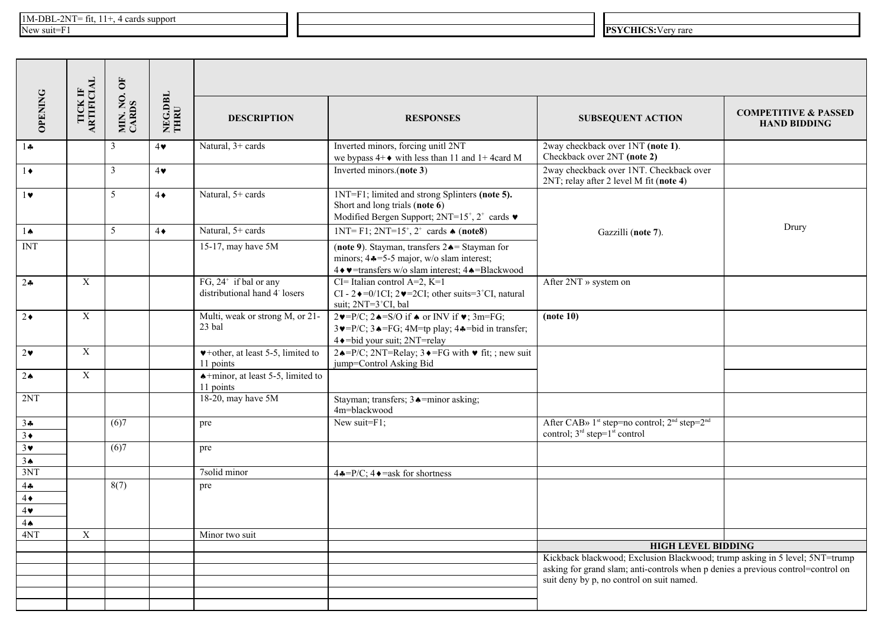| 1M-DBL-2NT= fit, 11+, 4 cards support |
| --- |
| New suit=F1 |

| |
| --- |
| **PSYCHICS:** Very rare |

| OPENING | TICK IF ARTIFICIAL | MIN. NO. OF CARDS | NEG.DBL THRU | DESCRIPTION | RESPONSES | SUBSEQUENT ACTION | COMPETITIVE & PASSED HAND BIDDING |
| --- | --- | --- | --- | --- | --- | --- | --- |
| 1♣ | | 3 | 4♥ | Natural, 3+ cards | Inverted minors, forcing unitl 2NT we bypass 4+♦ with less than 11 and 1+ 4card M | 2way checkback over 1NT **(note 1)**. Checkback over 2NT **(note 2)** | |
| 1♦ | | 3 | 4♥ | | Inverted minors.(**note 3**) | 2way checkback over 1NT. Checkback over 2NT; relay after 2 level M fit (**note 4**) | |
| 1♥ | | 5 | 4♦ | Natural, 5+ cards | 1NT=F1; limited and strong Splinters **(note 5).** Short and long trials (**note 6**) Modified Bergen Support; 2NT=15+, 2+ cards ♥ | Gazzilli (**note 7**). | Drury |
| 1♠ | | 5 | 4♦ | Natural, 5+ cards | 1NT= F1; 2NT=15+, 2+ cards ♠ (**note8**) | | |
| INT | | | | 15-17, may have 5M | (**note 9**). Stayman, transfers 2♠= Stayman for minors; 4♣=5-5 major, w/o slam interest; 4♦♥=transfers w/o slam interest; 4♠=Blackwood | | |
| 2♣ | X | | | FG, 24+ if bal or any distributional hand 4- losers | CI= Italian control A=2, K=1 CI - 2♦=0/1CI; 2♥=2CI; other suits=3+CI, natural suit; 2NT=3+CI, bal | After 2NT » system on | |
| 2♦ | X | | | Multi, weak or strong M, or 21-23 bal | 2♥=P/C; 2♠=S/O if ♠ or INV if ♥; 3m=FG; 3♥=P/C; 3♠=FG; 4M=tp play; 4♣=bid in transfer; 4♦=bid your suit; 2NT=relay | **(note 10)** | |
| 2♥ | X | | | ♥+other, at least 5-5, limited to 11 points | 2♠=P/C; 2NT=Relay; 3♦=FG with ♥ fit; ; new suit jump=Control Asking Bid | | |
| 2♠ | X | | | ♠+minor, at least 5-5, limited to 11 points | | | |
| 2NT | | | | 18-20, may have 5M | Stayman; transfers; 3♠=minor asking; 4m=blackwood | | |
| 3♣ 3♦ | | (6)7 | | pre | New suit=F1; | After CAB» 1st step=no control; 2nd step=2nd control; 3rd step=1st control | |
| 3♥ 3♠ | | (6)7 | | pre | | | |
| 3NT | | | | 7solid minor | 4♣=P/C; 4♦=ask for shortness | | |
| 4♣ 4♦ 4♥ 4♠ | | 8(7) | | pre | | | |
| 4NT | X | | | Minor two suit | | | |
| | | | | | | **HIGH LEVEL BIDDING** | |
| | | | | | | Kickback blackwood; Exclusion Blackwood; trump asking in 5 level; 5NT=trump asking for grand slam; anti-controls when p denies a previous control=control on suit deny by p, no control on suit named. | |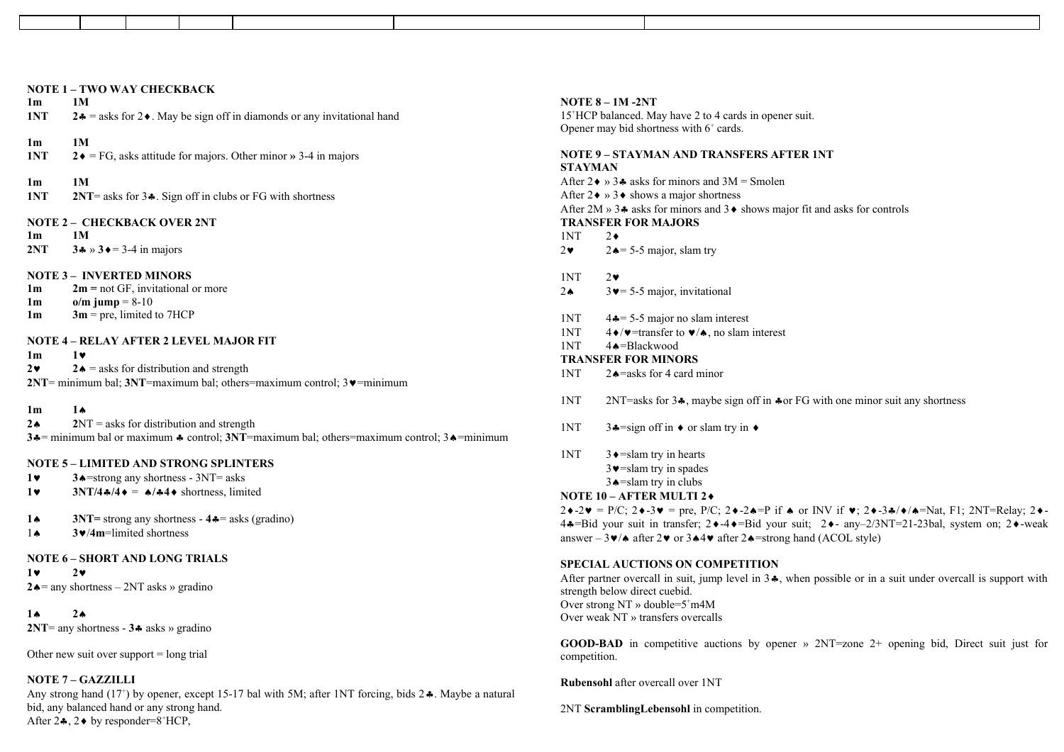## NOTE 1 – TWO WAY CHECKBACK

**1m** **1M**
**1NT** **2♣** = asks for 2♦. May be sign off in diamonds or any invitational hand

**1m** **1M**
**1NT** **2♦** = FG, asks attitude for majors. Other minor » 3-4 in majors

**1m** **1M**
**1NT** **2NT**= asks for 3♣. Sign off in clubs or FG with shortness

## NOTE 2 – CHECKBACK OVER 2NT

**1m** **1M**
**2NT** **3♣** » **3♦**= 3-4 in majors

## NOTE 3 – INVERTED MINORS

**1m** **2m =** not GF, invitational or more
**1m** **o/m jump** = 8-10
**1m** **3m** = pre, limited to 7HCP

## NOTE 4 – RELAY AFTER 2 LEVEL MAJOR FIT

**1m** **1♥**
**2♥** **2♠** = asks for distribution and strength
**2NT**= minimum bal; **3NT**=maximum bal; others=maximum control; **3♥**=minimum

**1m** **1♠**
**2♠** **2**NT = asks for distribution and strength
**3♣**= minimum bal or maximum ♣ control; **3NT**=maximum bal; others=maximum control; **3♠**=minimum

## NOTE 5 – LIMITED AND STRONG SPLINTERS

**1♥** **3♠**=strong any shortness - 3NT= asks
**1♥** **3NT/4♣/4♦** = **♠/♣4♦** shortness, limited

**1♠** **3NT=** strong any shortness - **4♣**= asks (gradino)
1♠ **3♥/4m**=limited shortness

## NOTE 6 – SHORT AND LONG TRIALS

**1♥** **2♥**
**2♠**= any shortness – 2NT asks » gradino

**1♠** **2♠**
**2NT**= any shortness - **3♣** asks » gradino

Other new suit over support = long trial

## NOTE 7 – GAZZILLI

Any strong hand (17+) by opener, except 15-17 bal with 5M; after 1NT forcing, bids 2♣. Maybe a natural bid, any balanced hand or any strong hand.
After 2♣, 2♦ by responder=8+HCP,

## NOTE 8 – 1M -2NT

15+HCP balanced. May have 2 to 4 cards in opener suit.
Opener may bid shortness with 6+ cards.

## NOTE 9 – STAYMAN AND TRANSFERS AFTER 1NT

**STAYMAN**

After 2♦ » 3♣ asks for minors and 3M = Smolen
After 2♦ » 3♦ shows a major shortness
After 2M » 3♣ asks for minors and 3♦ shows major fit and asks for controls

**TRANSFER FOR MAJORS**

1NT 2♦
2♥ 2♠= 5-5 major, slam try

1NT 2♥
2♠ 3♥= 5-5 major, invitational

1NT 4♣= 5-5 major no slam interest
1NT 4♦/♥=transfer to ♥/♠, no slam interest
1NT 4♠=Blackwood

**TRANSFER FOR MINORS**

1NT 2♠=asks for 4 card minor

1NT 2NT=asks for 3♣, maybe sign off in ♣or FG with one minor suit any shortness

1NT 3♣=sign off in ♦ or slam try in ♦

1NT 3♦=slam try in hearts
3♥=slam try in spades
3♠=slam try in clubs

## NOTE 10 – AFTER MULTI 2♦

2♦-2♥ = P/C; 2♦-3♥ = pre, P/C; 2♦-2♠=P if ♠ or INV if ♥; 2♦-3♣/♦/♠=Nat, F1; 2NT=Relay; 2♦-4♣=Bid your suit in transfer; 2♦-4♦=Bid your suit; 2♦- any–2/3NT=21-23bal, system on; 2♦-weak answer – 3♥/♠ after 2♥ or 3♠4♥ after 2♠=strong hand (ACOL style)

## SPECIAL AUCTIONS ON COMPETITION

After partner overcall in suit, jump level in 3♣, when possible or in a suit under overcall is support with strength below direct cuebid.
Over strong NT » double=5+m4M
Over weak NT » transfers overcalls

**GOOD-BAD** in competitive auctions by opener » 2NT=zone 2+ opening bid, Direct suit just for competition.

**Rubensohl** after overcall over 1NT

2NT **ScramblingLebensohl** in competition.